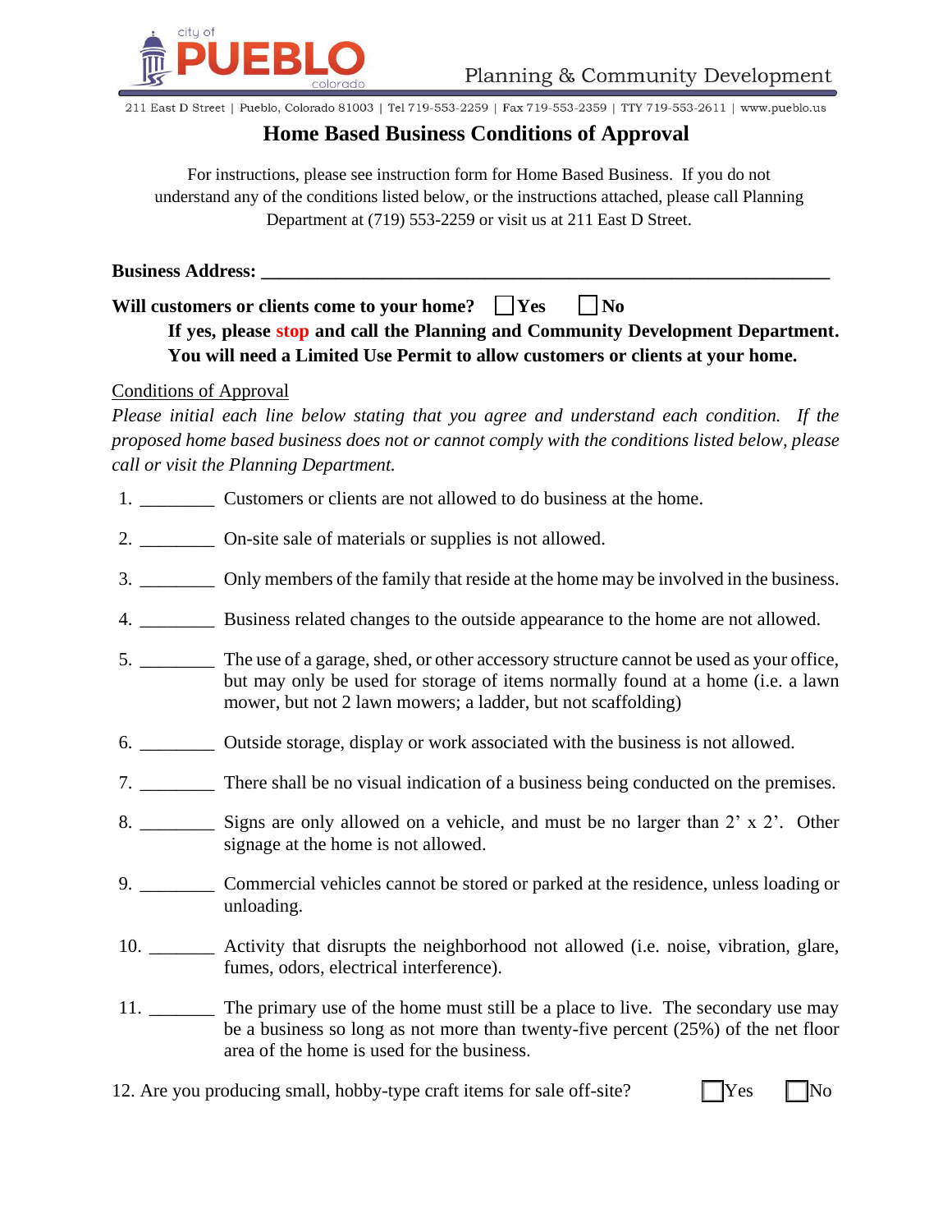city of **PUEBLO** colorado — Planning & Community Development

211 East D Street | Pueblo, Colorado 81003 | Tel 719-553-2259 | Fax 719-553-2359 | TTY 719-553-2611 | www.pueblo.us

# Home Based Business Conditions of Approval

For instructions, please see instruction form for Home Based Business. If you do not understand any of the conditions listed below, or the instructions attached, please call Planning Department at (719) 553-2259 or visit us at 211 East D Street.

**Business Address: ______________________________________________________________**

**Will customers or clients come to your home?** ☐ **Yes** ☐ **No**

**If yes, please stop and call the Planning and Community Development Department. You will need a Limited Use Permit to allow customers or clients at your home.**

Conditions of Approval

*Please initial each line below stating that you agree and understand each condition. If the proposed home based business does not or cannot comply with the conditions listed below, please call or visit the Planning Department.*

1. ________ Customers or clients are not allowed to do business at the home.
2. ________ On-site sale of materials or supplies is not allowed.
3. ________ Only members of the family that reside at the home may be involved in the business.
4. ________ Business related changes to the outside appearance to the home are not allowed.
5. ________ The use of a garage, shed, or other accessory structure cannot be used as your office, but may only be used for storage of items normally found at a home (i.e. a lawn mower, but not 2 lawn mowers; a ladder, but not scaffolding)
6. ________ Outside storage, display or work associated with the business is not allowed.
7. ________ There shall be no visual indication of a business being conducted on the premises.
8. ________ Signs are only allowed on a vehicle, and must be no larger than 2' x 2'. Other signage at the home is not allowed.
9. ________ Commercial vehicles cannot be stored or parked at the residence, unless loading or unloading.
10. _______ Activity that disrupts the neighborhood not allowed (i.e. noise, vibration, glare, fumes, odors, electrical interference).
11. _______ The primary use of the home must still be a place to live. The secondary use may be a business so long as not more than twenty-five percent (25%) of the net floor area of the home is used for the business.
12. Are you producing small, hobby-type craft items for sale off-site? ☐ Yes ☐ No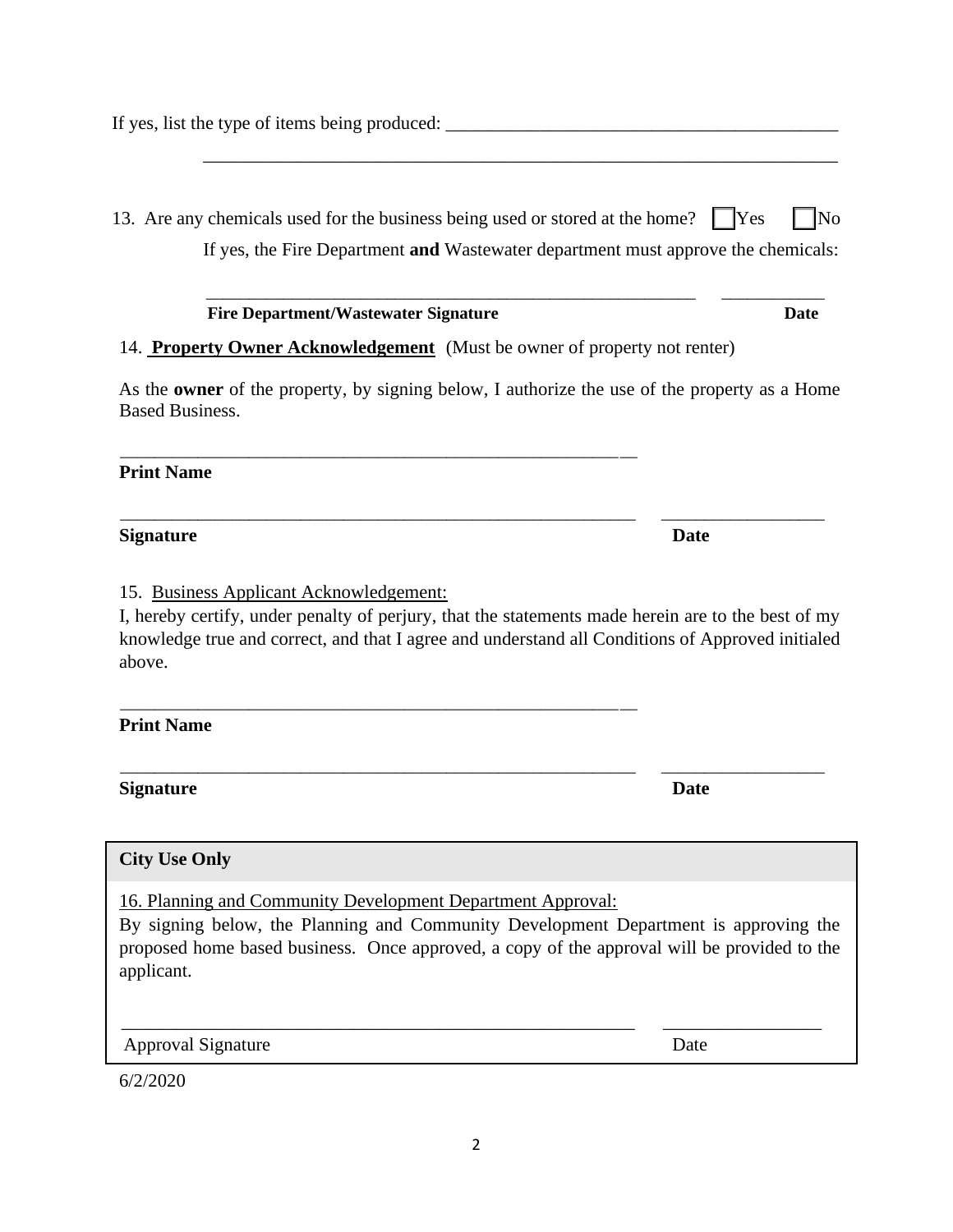If yes, list the type of items being produced: ____________________________________________

______________________________________________________________________

13. Are any chemicals used for the business being used or stored at the home? ☐ Yes ☐ No

If yes, the Fire Department **and** Wastewater department must approve the chemicals:

_______________________________________________________ ___________

**Fire Department/Wastewater Signature** **Date**

14. **Property Owner Acknowledgement** (Must be owner of property not renter)

As the **owner** of the property, by signing below, I authorize the use of the property as a Home Based Business.

_______________________________________________________

**Print Name**

_______________________________________________________ _________________

**Signature** **Date**

15. Business Applicant Acknowledgement:

I, hereby certify, under penalty of perjury, that the statements made herein are to the best of my knowledge true and correct, and that I agree and understand all Conditions of Approved initialed above.

_______________________________________________________

**Print Name**

_______________________________________________________ _________________

**Signature** **Date**

**City Use Only**

16. Planning and Community Development Department Approval:

By signing below, the Planning and Community Development Department is approving the proposed home based business. Once approved, a copy of the approval will be provided to the applicant.

_______________________________________________________ _________________

Approval Signature Date

6/2/2020